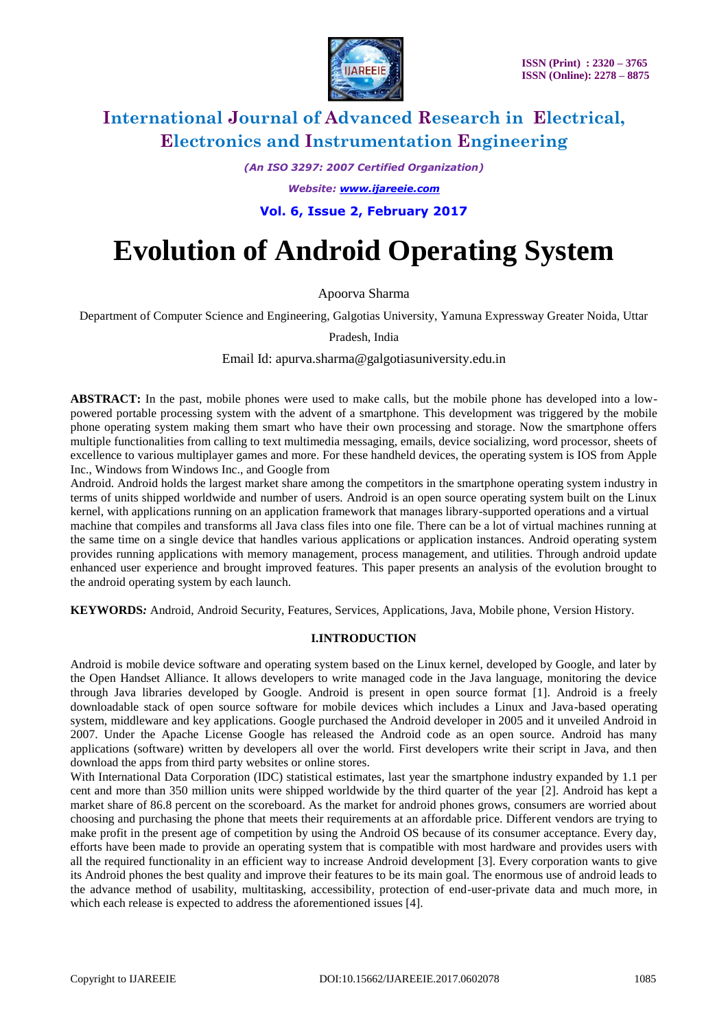# International Journal of Advanced Research in Electrical, Electronics and Instrumentation Engineering

*(An ISO 3297: 2007 Certified Organization)*

*Website: [www.ijareeie.com](http://www.ijareeie.com)*

**Vol. 6, Issue 2, February 2017**

# Evolution of Android Operating System

Apoorva Sharma

Department of Computer Science and Engineering, Galgotias University, Yamuna Expressway Greater Noida, Uttar Pradesh, India

Email Id: apurva.sharma@galgotiasuniversity.edu.in

**ABSTRACT:** In the past, mobile phones were used to make calls, but the mobile phone has developed into a low-powered portable processing system with the advent of a smartphone. This development was triggered by the mobile phone operating system making them smart who have their own processing and storage. Now the smartphone offers multiple functionalities from calling to text multimedia messaging, emails, device socializing, word processor, sheets of excellence to various multiplayer games and more. For these handheld devices, the operating system is IOS from Apple Inc., Windows from Windows Inc., and Google from Android. Android holds the largest market share among the competitors in the smartphone operating system industry in terms of units shipped worldwide and number of users. Android is an open source operating system built on the Linux kernel, with applications running on an application framework that manages library-supported operations and a virtual machine that compiles and transforms all Java class files into one file. There can be a lot of virtual machines running at the same time on a single device that handles various applications or application instances. Android operating system provides running applications with memory management, process management, and utilities. Through android update enhanced user experience and brought improved features. This paper presents an analysis of the evolution brought to the android operating system by each launch.

**KEYWORDS*:*** Android, Android Security, Features, Services, Applications, Java, Mobile phone, Version History.

## I.INTRODUCTION

Android is mobile device software and operating system based on the Linux kernel, developed by Google, and later by the Open Handset Alliance. It allows developers to write managed code in the Java language, monitoring the device through Java libraries developed by Google. Android is present in open source format [1]. Android is a freely downloadable stack of open source software for mobile devices which includes a Linux and Java-based operating system, middleware and key applications. Google purchased the Android developer in 2005 and it unveiled Android in 2007. Under the Apache License Google has released the Android code as an open source. Android has many applications (software) written by developers all over the world. First developers write their script in Java, and then download the apps from third party websites or online stores.

With International Data Corporation (IDC) statistical estimates, last year the smartphone industry expanded by 1.1 per cent and more than 350 million units were shipped worldwide by the third quarter of the year [2]. Android has kept a market share of 86.8 percent on the scoreboard. As the market for android phones grows, consumers are worried about choosing and purchasing the phone that meets their requirements at an affordable price. Different vendors are trying to make profit in the present age of competition by using the Android OS because of its consumer acceptance. Every day, efforts have been made to provide an operating system that is compatible with most hardware and provides users with all the required functionality in an efficient way to increase Android development [3]. Every corporation wants to give its Android phones the best quality and improve their features to be its main goal. The enormous use of android leads to the advance method of usability, multitasking, accessibility, protection of end-user-private data and much more, in which each release is expected to address the aforementioned issues [4].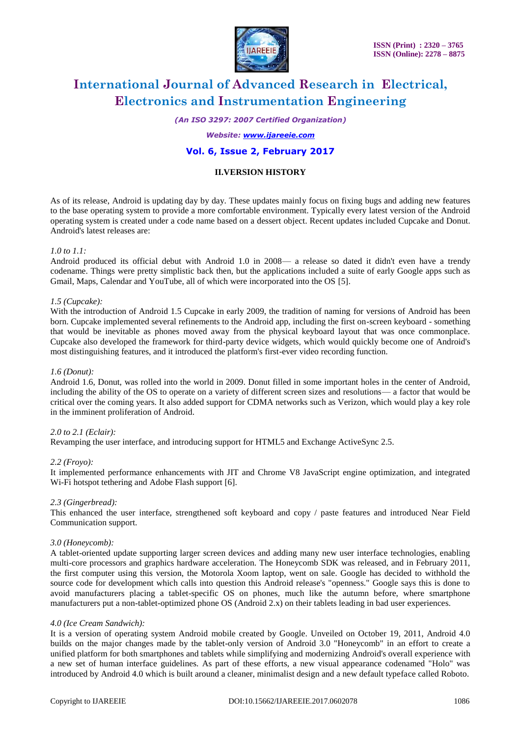## II.VERSION HISTORY

As of its release, Android is updating day by day. These updates mainly focus on fixing bugs and adding new features to the base operating system to provide a more comfortable environment. Typically every latest version of the Android operating system is created under a code name based on a dessert object. Recent updates included Cupcake and Donut. Android's latest releases are:

*1.0 to 1.1:*
Android produced its official debut with Android 1.0 in 2008— a release so dated it didn't even have a trendy codename. Things were pretty simplistic back then, but the applications included a suite of early Google apps such as Gmail, Maps, Calendar and YouTube, all of which were incorporated into the OS [5].

*1.5 (Cupcake):*
With the introduction of Android 1.5 Cupcake in early 2009, the tradition of naming for versions of Android has been born. Cupcake implemented several refinements to the Android app, including the first on-screen keyboard - something that would be inevitable as phones moved away from the physical keyboard layout that was once commonplace. Cupcake also developed the framework for third-party device widgets, which would quickly become one of Android's most distinguishing features, and it introduced the platform's first-ever video recording function.

*1.6 (Donut):*
Android 1.6, Donut, was rolled into the world in 2009. Donut filled in some important holes in the center of Android, including the ability of the OS to operate on a variety of different screen sizes and resolutions— a factor that would be critical over the coming years. It also added support for CDMA networks such as Verizon, which would play a key role in the imminent proliferation of Android.

*2.0 to 2.1 (Eclair):*
Revamping the user interface, and introducing support for HTML5 and Exchange ActiveSync 2.5.

*2.2 (Froyo):*
It implemented performance enhancements with JIT and Chrome V8 JavaScript engine optimization, and integrated Wi-Fi hotspot tethering and Adobe Flash support [6].

*2.3 (Gingerbread):*
This enhanced the user interface, strengthened soft keyboard and copy / paste features and introduced Near Field Communication support.

*3.0 (Honeycomb):*
A tablet-oriented update supporting larger screen devices and adding many new user interface technologies, enabling multi-core processors and graphics hardware acceleration. The Honeycomb SDK was released, and in February 2011, the first computer using this version, the Motorola Xoom laptop, went on sale. Google has decided to withhold the source code for development which calls into question this Android release's "openness." Google says this is done to avoid manufacturers placing a tablet-specific OS on phones, much like the autumn before, where smartphone manufacturers put a non-tablet-optimized phone OS (Android 2.x) on their tablets leading in bad user experiences.

*4.0 (Ice Cream Sandwich):*
It is a version of operating system Android mobile created by Google. Unveiled on October 19, 2011, Android 4.0 builds on the major changes made by the tablet-only version of Android 3.0 "Honeycomb" in an effort to create a unified platform for both smartphones and tablets while simplifying and modernizing Android's overall experience with a new set of human interface guidelines. As part of these efforts, a new visual appearance codenamed "Holo" was introduced by Android 4.0 which is built around a cleaner, minimalist design and a new default typeface called Roboto.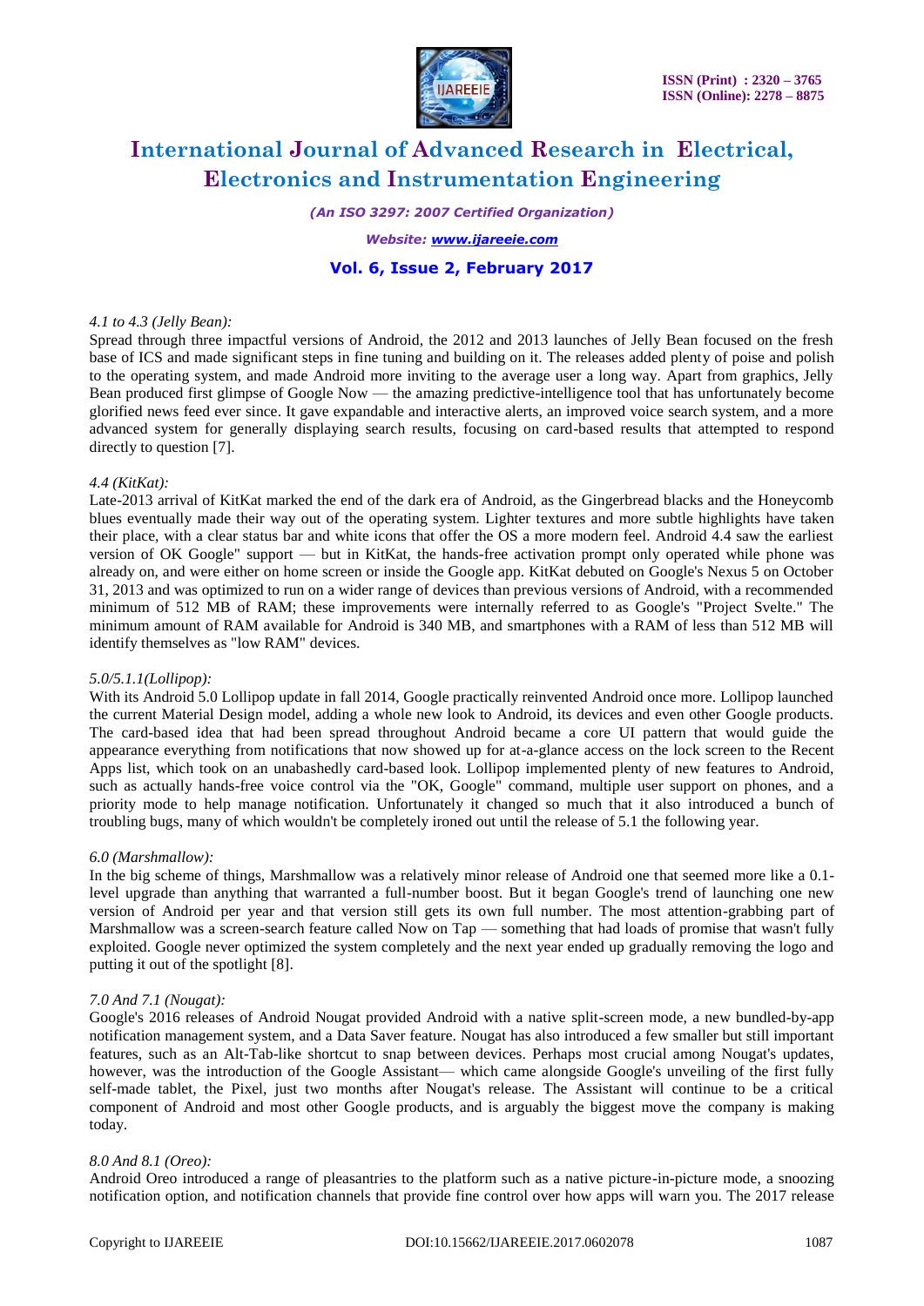*4.1 to 4.3 (Jelly Bean):*

Spread through three impactful versions of Android, the 2012 and 2013 launches of Jelly Bean focused on the fresh base of ICS and made significant steps in fine tuning and building on it. The releases added plenty of poise and polish to the operating system, and made Android more inviting to the average user a long way. Apart from graphics, Jelly Bean produced first glimpse of Google Now — the amazing predictive-intelligence tool that has unfortunately become glorified news feed ever since. It gave expandable and interactive alerts, an improved voice search system, and a more advanced system for generally displaying search results, focusing on card-based results that attempted to respond directly to question [7].

*4.4 (KitKat):*

Late-2013 arrival of KitKat marked the end of the dark era of Android, as the Gingerbread blacks and the Honeycomb blues eventually made their way out of the operating system. Lighter textures and more subtle highlights have taken their place, with a clear status bar and white icons that offer the OS a more modern feel. Android 4.4 saw the earliest version of OK Google" support — but in KitKat, the hands-free activation prompt only operated while phone was already on, and were either on home screen or inside the Google app. KitKat debuted on Google's Nexus 5 on October 31, 2013 and was optimized to run on a wider range of devices than previous versions of Android, with a recommended minimum of 512 MB of RAM; these improvements were internally referred to as Google's "Project Svelte." The minimum amount of RAM available for Android is 340 MB, and smartphones with a RAM of less than 512 MB will identify themselves as "low RAM" devices.

*5.0/5.1.1(Lollipop):*

With its Android 5.0 Lollipop update in fall 2014, Google practically reinvented Android once more. Lollipop launched the current Material Design model, adding a whole new look to Android, its devices and even other Google products. The card-based idea that had been spread throughout Android became a core UI pattern that would guide the appearance everything from notifications that now showed up for at-a-glance access on the lock screen to the Recent Apps list, which took on an unabashedly card-based look. Lollipop implemented plenty of new features to Android, such as actually hands-free voice control via the "OK, Google" command, multiple user support on phones, and a priority mode to help manage notification. Unfortunately it changed so much that it also introduced a bunch of troubling bugs, many of which wouldn't be completely ironed out until the release of 5.1 the following year.

*6.0 (Marshmallow):*

In the big scheme of things, Marshmallow was a relatively minor release of Android one that seemed more like a 0.1-level upgrade than anything that warranted a full-number boost. But it began Google's trend of launching one new version of Android per year and that version still gets its own full number. The most attention-grabbing part of Marshmallow was a screen-search feature called Now on Tap — something that had loads of promise that wasn't fully exploited. Google never optimized the system completely and the next year ended up gradually removing the logo and putting it out of the spotlight [8].

*7.0 And 7.1 (Nougat):*

Google's 2016 releases of Android Nougat provided Android with a native split-screen mode, a new bundled-by-app notification management system, and a Data Saver feature. Nougat has also introduced a few smaller but still important features, such as an Alt-Tab-like shortcut to snap between devices. Perhaps most crucial among Nougat's updates, however, was the introduction of the Google Assistant— which came alongside Google's unveiling of the first fully self-made tablet, the Pixel, just two months after Nougat's release. The Assistant will continue to be a critical component of Android and most other Google products, and is arguably the biggest move the company is making today.

*8.0 And 8.1 (Oreo):*

Android Oreo introduced a range of pleasantries to the platform such as a native picture-in-picture mode, a snoozing notification option, and notification channels that provide fine control over how apps will warn you. The 2017 release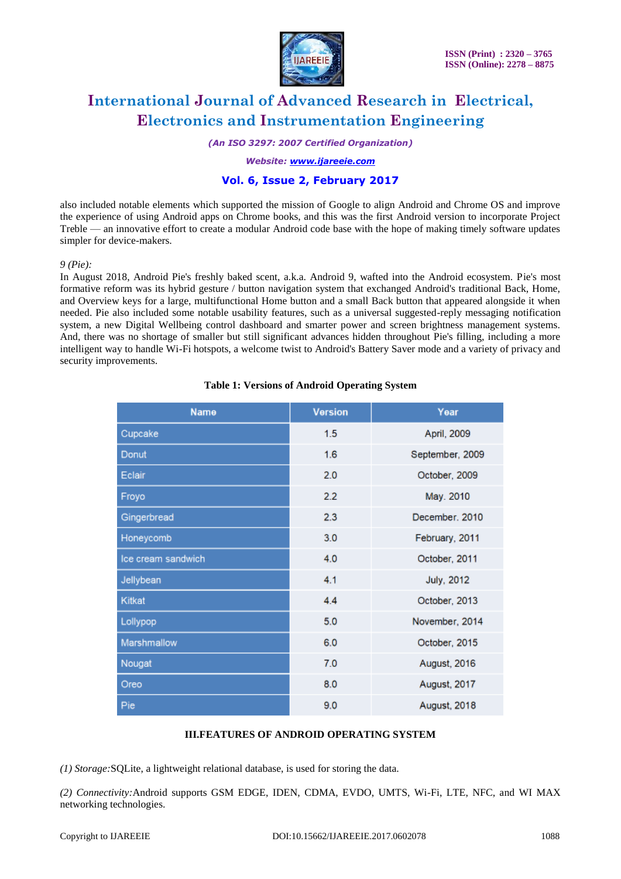also included notable elements which supported the mission of Google to align Android and Chrome OS and improve the experience of using Android apps on Chrome books, and this was the first Android version to incorporate Project Treble — an innovative effort to create a modular Android code base with the hope of making timely software updates simpler for device-makers.

*9 (Pie):*
In August 2018, Android Pie's freshly baked scent, a.k.a. Android 9, wafted into the Android ecosystem. Pie's most formative reform was its hybrid gesture / button navigation system that exchanged Android's traditional Back, Home, and Overview keys for a large, multifunctional Home button and a small Back button that appeared alongside it when needed. Pie also included some notable usability features, such as a universal suggested-reply messaging notification system, a new Digital Wellbeing control dashboard and smarter power and screen brightness management systems. And, there was no shortage of smaller but still significant advances hidden throughout Pie's filling, including a more intelligent way to handle Wi-Fi hotspots, a welcome twist to Android's Battery Saver mode and a variety of privacy and security improvements.

**Table 1: Versions of Android Operating System**

| Name | Version | Year |
|---|---|---|
| Cupcake | 1.5 | April, 2009 |
| Donut | 1.6 | September, 2009 |
| Eclair | 2.0 | October, 2009 |
| Froyo | 2.2 | May. 2010 |
| Gingerbread | 2.3 | December. 2010 |
| Honeycomb | 3.0 | February, 2011 |
| Ice cream sandwich | 4.0 | October, 2011 |
| Jellybean | 4.1 | July, 2012 |
| Kitkat | 4.4 | October, 2013 |
| Lollypop | 5.0 | November, 2014 |
| Marshmallow | 6.0 | October, 2015 |
| Nougat | 7.0 | August, 2016 |
| Oreo | 8.0 | August, 2017 |
| Pie | 9.0 | August, 2018 |

## III.FEATURES OF ANDROID OPERATING SYSTEM

*(1) Storage:*SQLite, a lightweight relational database, is used for storing the data.

*(2) Connectivity:*Android supports GSM EDGE, IDEN, CDMA, EVDO, UMTS, Wi-Fi, LTE, NFC, and WI MAX networking technologies.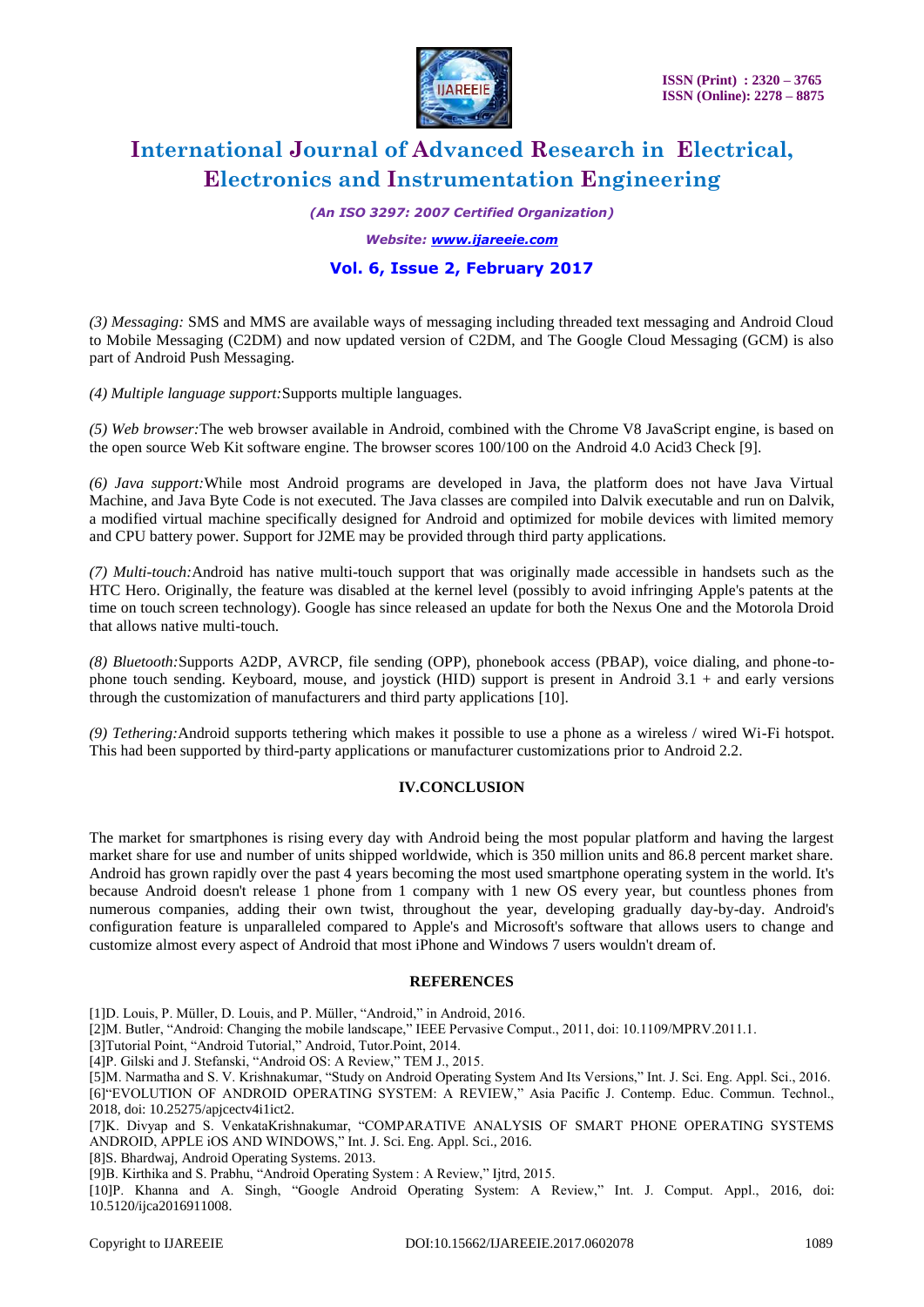*(3) Messaging:* SMS and MMS are available ways of messaging including threaded text messaging and Android Cloud to Mobile Messaging (C2DM) and now updated version of C2DM, and The Google Cloud Messaging (GCM) is also part of Android Push Messaging.

*(4) Multiple language support:*Supports multiple languages.

*(5) Web browser:*The web browser available in Android, combined with the Chrome V8 JavaScript engine, is based on the open source Web Kit software engine. The browser scores 100/100 on the Android 4.0 Acid3 Check [9].

*(6) Java support:*While most Android programs are developed in Java, the platform does not have Java Virtual Machine, and Java Byte Code is not executed. The Java classes are compiled into Dalvik executable and run on Dalvik, a modified virtual machine specifically designed for Android and optimized for mobile devices with limited memory and CPU battery power. Support for J2ME may be provided through third party applications.

*(7) Multi-touch:*Android has native multi-touch support that was originally made accessible in handsets such as the HTC Hero. Originally, the feature was disabled at the kernel level (possibly to avoid infringing Apple's patents at the time on touch screen technology). Google has since released an update for both the Nexus One and the Motorola Droid that allows native multi-touch.

*(8) Bluetooth:*Supports A2DP, AVRCP, file sending (OPP), phonebook access (PBAP), voice dialing, and phone-to-phone touch sending. Keyboard, mouse, and joystick (HID) support is present in Android 3.1 + and early versions through the customization of manufacturers and third party applications [10].

*(9) Tethering:*Android supports tethering which makes it possible to use a phone as a wireless / wired Wi-Fi hotspot. This had been supported by third-party applications or manufacturer customizations prior to Android 2.2.

## IV.CONCLUSION

The market for smartphones is rising every day with Android being the most popular platform and having the largest market share for use and number of units shipped worldwide, which is 350 million units and 86.8 percent market share. Android has grown rapidly over the past 4 years becoming the most used smartphone operating system in the world. It's because Android doesn't release 1 phone from 1 company with 1 new OS every year, but countless phones from numerous companies, adding their own twist, throughout the year, developing gradually day-by-day. Android's configuration feature is unparalleled compared to Apple's and Microsoft's software that allows users to change and customize almost every aspect of Android that most iPhone and Windows 7 users wouldn't dream of.

## REFERENCES

[1]D. Louis, P. Müller, D. Louis, and P. Müller, "Android," in Android, 2016.

[2]M. Butler, "Android: Changing the mobile landscape," IEEE Pervasive Comput., 2011, doi: 10.1109/MPRV.2011.1.

[3]Tutorial Point, "Android Tutorial," Android, Tutor.Point, 2014.

[4]P. Gilski and J. Stefanski, "Android OS: A Review," TEM J., 2015.

[5]M. Narmatha and S. V. Krishnakumar, "Study on Android Operating System And Its Versions," Int. J. Sci. Eng. Appl. Sci., 2016.

[6]"EVOLUTION OF ANDROID OPERATING SYSTEM: A REVIEW," Asia Pacific J. Contemp. Educ. Commun. Technol., 2018, doi: 10.25275/apjcectv4i1ict2.

[7]K. Divyap and S. VenkataKrishnakumar, "COMPARATIVE ANALYSIS OF SMART PHONE OPERATING SYSTEMS ANDROID, APPLE iOS AND WINDOWS," Int. J. Sci. Eng. Appl. Sci., 2016.

[8]S. Bhardwaj, Android Operating Systems. 2013.

[9]B. Kirthika and S. Prabhu, "Android Operating System : A Review," Ijtrd, 2015.

[10]P. Khanna and A. Singh, "Google Android Operating System: A Review," Int. J. Comput. Appl., 2016, doi: 10.5120/ijca2016911008.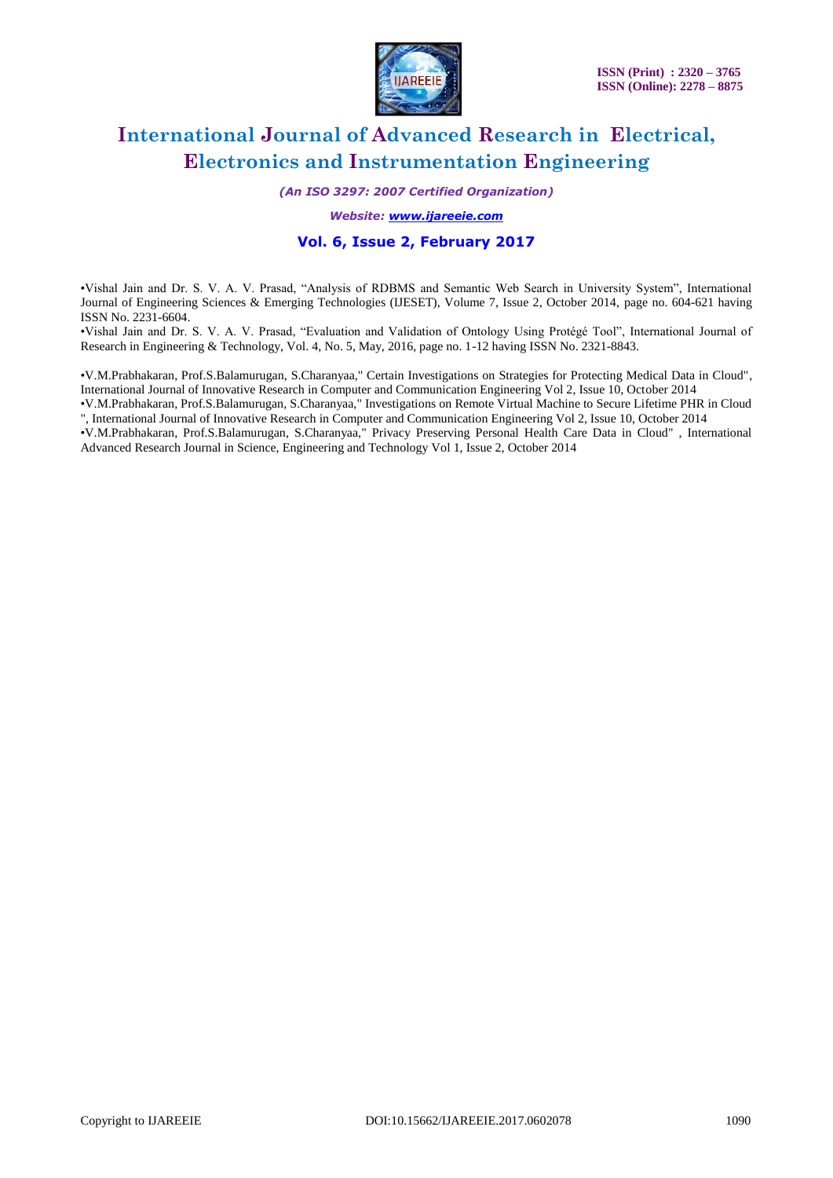•Vishal Jain and Dr. S. V. A. V. Prasad, "Analysis of RDBMS and Semantic Web Search in University System", International Journal of Engineering Sciences & Emerging Technologies (IJESET), Volume 7, Issue 2, October 2014, page no. 604-621 having ISSN No. 2231-6604.

•Vishal Jain and Dr. S. V. A. V. Prasad, "Evaluation and Validation of Ontology Using Protégé Tool", International Journal of Research in Engineering & Technology, Vol. 4, No. 5, May, 2016, page no. 1-12 having ISSN No. 2321-8843.

•V.M.Prabhakaran, Prof.S.Balamurugan, S.Charanyaa," Certain Investigations on Strategies for Protecting Medical Data in Cloud", International Journal of Innovative Research in Computer and Communication Engineering Vol 2, Issue 10, October 2014

•V.M.Prabhakaran, Prof.S.Balamurugan, S.Charanyaa," Investigations on Remote Virtual Machine to Secure Lifetime PHR in Cloud ", International Journal of Innovative Research in Computer and Communication Engineering Vol 2, Issue 10, October 2014

•V.M.Prabhakaran, Prof.S.Balamurugan, S.Charanyaa," Privacy Preserving Personal Health Care Data in Cloud" , International Advanced Research Journal in Science, Engineering and Technology Vol 1, Issue 2, October 2014